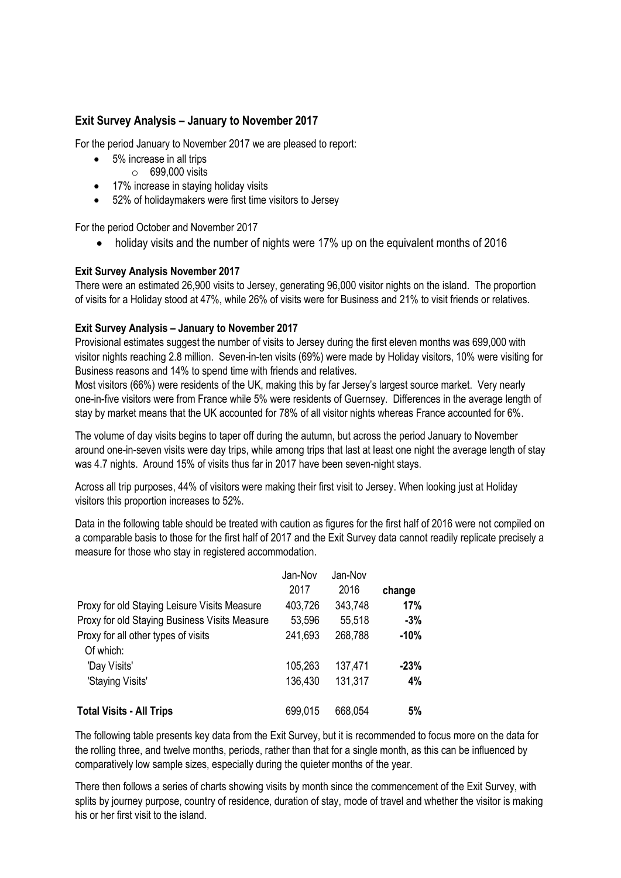## Exit Survey Analysis – January to November 2017

For the period January to November 2017 we are pleased to report:

- 5% increase in all trips
  - 699,000 visits
- 17% increase in staying holiday visits
- 52% of holidaymakers were first time visitors to Jersey

For the period October and November 2017

- holiday visits and the number of nights were 17% up on the equivalent months of 2016

### Exit Survey Analysis November 2017

There were an estimated 26,900 visits to Jersey, generating 96,000 visitor nights on the island. The proportion of visits for a Holiday stood at 47%, while 26% of visits were for Business and 21% to visit friends or relatives.

### Exit Survey Analysis – January to November 2017

Provisional estimates suggest the number of visits to Jersey during the first eleven months was 699,000 with visitor nights reaching 2.8 million. Seven-in-ten visits (69%) were made by Holiday visitors, 10% were visiting for Business reasons and 14% to spend time with friends and relatives.

Most visitors (66%) were residents of the UK, making this by far Jersey's largest source market. Very nearly one-in-five visitors were from France while 5% were residents of Guernsey. Differences in the average length of stay by market means that the UK accounted for 78% of all visitor nights whereas France accounted for 6%.

The volume of day visits begins to taper off during the autumn, but across the period January to November around one-in-seven visits were day trips, while among trips that last at least one night the average length of stay was 4.7 nights. Around 15% of visits thus far in 2017 have been seven-night stays.

Across all trip purposes, 44% of visitors were making their first visit to Jersey. When looking just at Holiday visitors this proportion increases to 52%.

Data in the following table should be treated with caution as figures for the first half of 2016 were not compiled on a comparable basis to those for the first half of 2017 and the Exit Survey data cannot readily replicate precisely a measure for those who stay in registered accommodation.

| | Jan-Nov 2017 | Jan-Nov 2016 | change |
|---|---|---|---|
| Proxy for old Staying Leisure Visits Measure | 403,726 | 343,748 | **17%** |
| Proxy for old Staying Business Visits Measure | 53,596 | 55,518 | **-3%** |
| Proxy for all other types of visits | 241,693 | 268,788 | **-10%** |
| Of which: | | | |
| 'Day Visits' | 105,263 | 137,471 | **-23%** |
| 'Staying Visits' | 136,430 | 131,317 | **4%** |
| **Total Visits - All Trips** | 699,015 | 668,054 | **5%** |

The following table presents key data from the Exit Survey, but it is recommended to focus more on the data for the rolling three, and twelve months, periods, rather than that for a single month, as this can be influenced by comparatively low sample sizes, especially during the quieter months of the year.

There then follows a series of charts showing visits by month since the commencement of the Exit Survey, with splits by journey purpose, country of residence, duration of stay, mode of travel and whether the visitor is making his or her first visit to the island.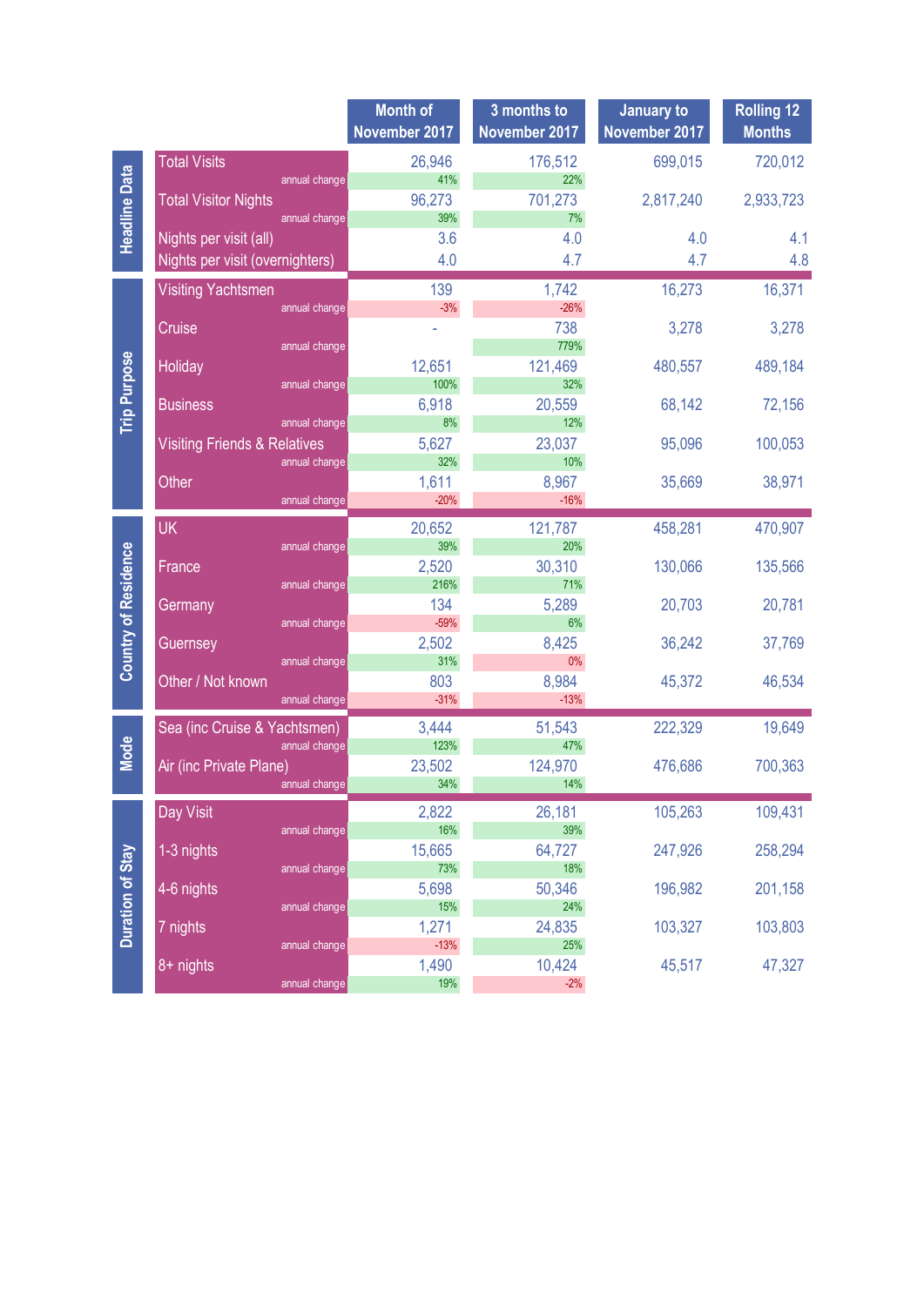| | | Month of November 2017 | 3 months to November 2017 | January to November 2017 | Rolling 12 Months |
|---|---|---|---|---|---|
| Headline Data | Total Visits | 26,946 | 176,512 | 699,015 | 720,012 |
| | annual change | 41% | 22% | | |
| | Total Visitor Nights | 96,273 | 701,273 | 2,817,240 | 2,933,723 |
| | annual change | 39% | 7% | | |
| | Nights per visit (all) | 3.6 | 4.0 | 4.0 | 4.1 |
| | Nights per visit (overnighters) | 4.0 | 4.7 | 4.7 | 4.8 |
| Trip Purpose | Visiting Yachtsmen | 139 | 1,742 | 16,273 | 16,371 |
| | annual change | -3% | -26% | | |
| | Cruise | - | 738 | 3,278 | 3,278 |
| | annual change | | 779% | | |
| | Holiday | 12,651 | 121,469 | 480,557 | 489,184 |
| | annual change | 100% | 32% | | |
| | Business | 6,918 | 20,559 | 68,142 | 72,156 |
| | annual change | 8% | 12% | | |
| | Visiting Friends & Relatives | 5,627 | 23,037 | 95,096 | 100,053 |
| | annual change | 32% | 10% | | |
| | Other | 1,611 | 8,967 | 35,669 | 38,971 |
| | annual change | -20% | -16% | | |
| Country of Residence | UK | 20,652 | 121,787 | 458,281 | 470,907 |
| | annual change | 39% | 20% | | |
| | France | 2,520 | 30,310 | 130,066 | 135,566 |
| | annual change | 216% | 71% | | |
| | Germany | 134 | 5,289 | 20,703 | 20,781 |
| | annual change | -59% | 6% | | |
| | Guernsey | 2,502 | 8,425 | 36,242 | 37,769 |
| | annual change | 31% | 0% | | |
| | Other / Not known | 803 | 8,984 | 45,372 | 46,534 |
| | annual change | -31% | -13% | | |
| Mode | Sea (inc Cruise & Yachtsmen) | 3,444 | 51,543 | 222,329 | 19,649 |
| | annual change | 123% | 47% | | |
| | Air (inc Private Plane) | 23,502 | 124,970 | 476,686 | 700,363 |
| | annual change | 34% | 14% | | |
| Duration of Stay | Day Visit | 2,822 | 26,181 | 105,263 | 109,431 |
| | annual change | 16% | 39% | | |
| | 1-3 nights | 15,665 | 64,727 | 247,926 | 258,294 |
| | annual change | 73% | 18% | | |
| | 4-6 nights | 5,698 | 50,346 | 196,982 | 201,158 |
| | annual change | 15% | 24% | | |
| | 7 nights | 1,271 | 24,835 | 103,327 | 103,803 |
| | annual change | -13% | 25% | | |
| | 8+ nights | 1,490 | 10,424 | 45,517 | 47,327 |
| | annual change | 19% | -2% | | |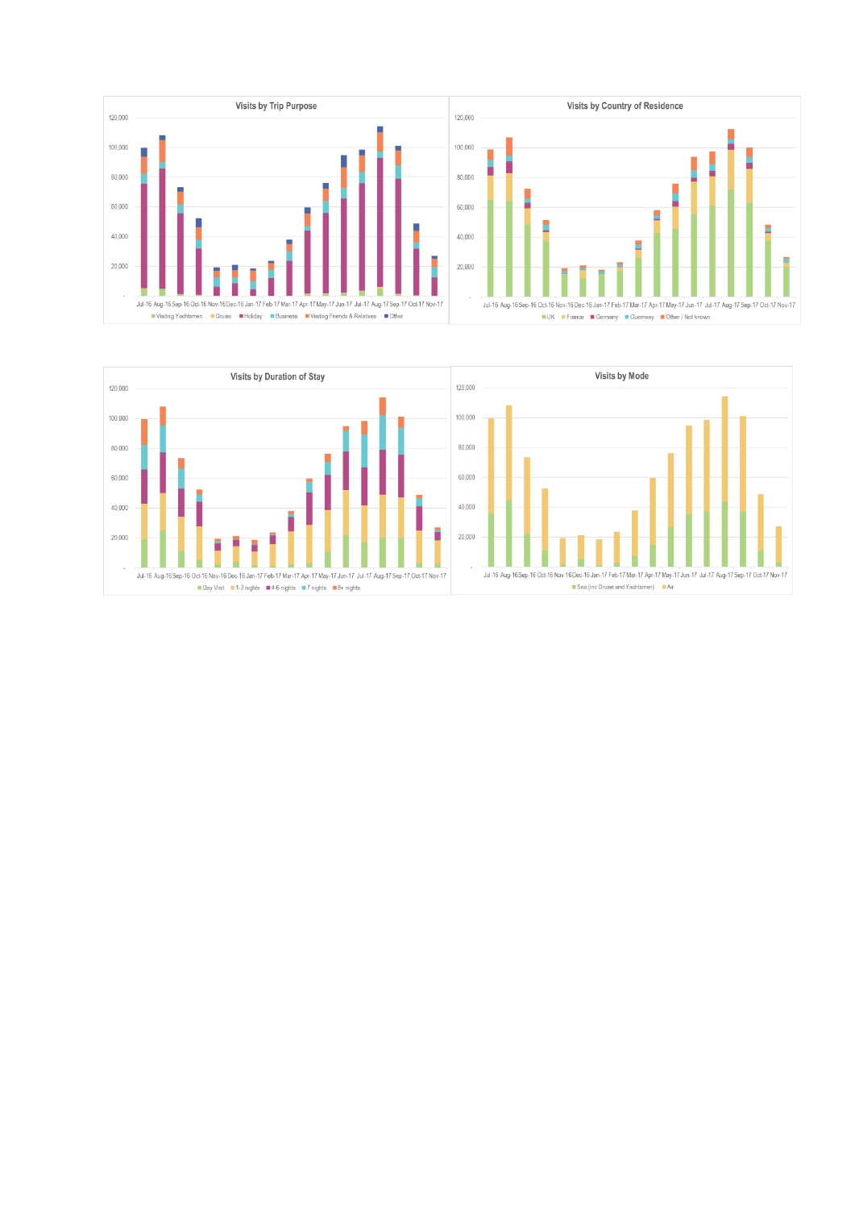Visits by Trip Purpose

120,000
100,000
80,000
60,000
40,000
20,000
-

Jul-16 Aug-16 Sep-16 Oct-16 Nov-16 Dec-16 Jan-17 Feb-17 Mar-17 Apr-17 May-17 Jun-17 Jul-17 Aug-17 Sep-17 Oct-17 Nov-17

Visiting Yachtsmen, Cruise, Holiday, Business, Visiting Friends & Relatives, Other

Visits by Country of Residence

120,000
100,000
80,000
60,000
40,000
20,000
-

Jul-16 Aug-16 Sep-16 Oct-16 Nov-16 Dec-16 Jan-17 Feb-17 Mar-17 Apr-17 May-17 Jun-17 Jul-17 Aug-17 Sep-17 Oct-17 Nov-17

UK, France, Germany, Guernsey, Other / Not known

Visits by Duration of Stay

120,000
100,000
80,000
60,000
40,000
20,000
-

Jul-16 Aug-16 Sep-16 Oct-16 Nov-16 Dec-16 Jan-17 Feb-17 Mar-17 Apr-17 May-17 Jun-17 Jul-17 Aug-17 Sep-17 Oct-17 Nov-17

Day Visit, 1-3 nights, 4-6 nights, 7 nights, 8+ nights

Visits by Mode

120,000
100,000
80,000
60,000
40,000
20,000
-

Jul-16 Aug-16 Sep-16 Oct-16 Nov-16 Dec-16 Jan-17 Feb-17 Mar-17 Apr-17 May-17 Jun-17 Jul-17 Aug-17 Sep-17 Oct-17 Nov-17

Sea (inc Cruise and Yachtsmen), Air